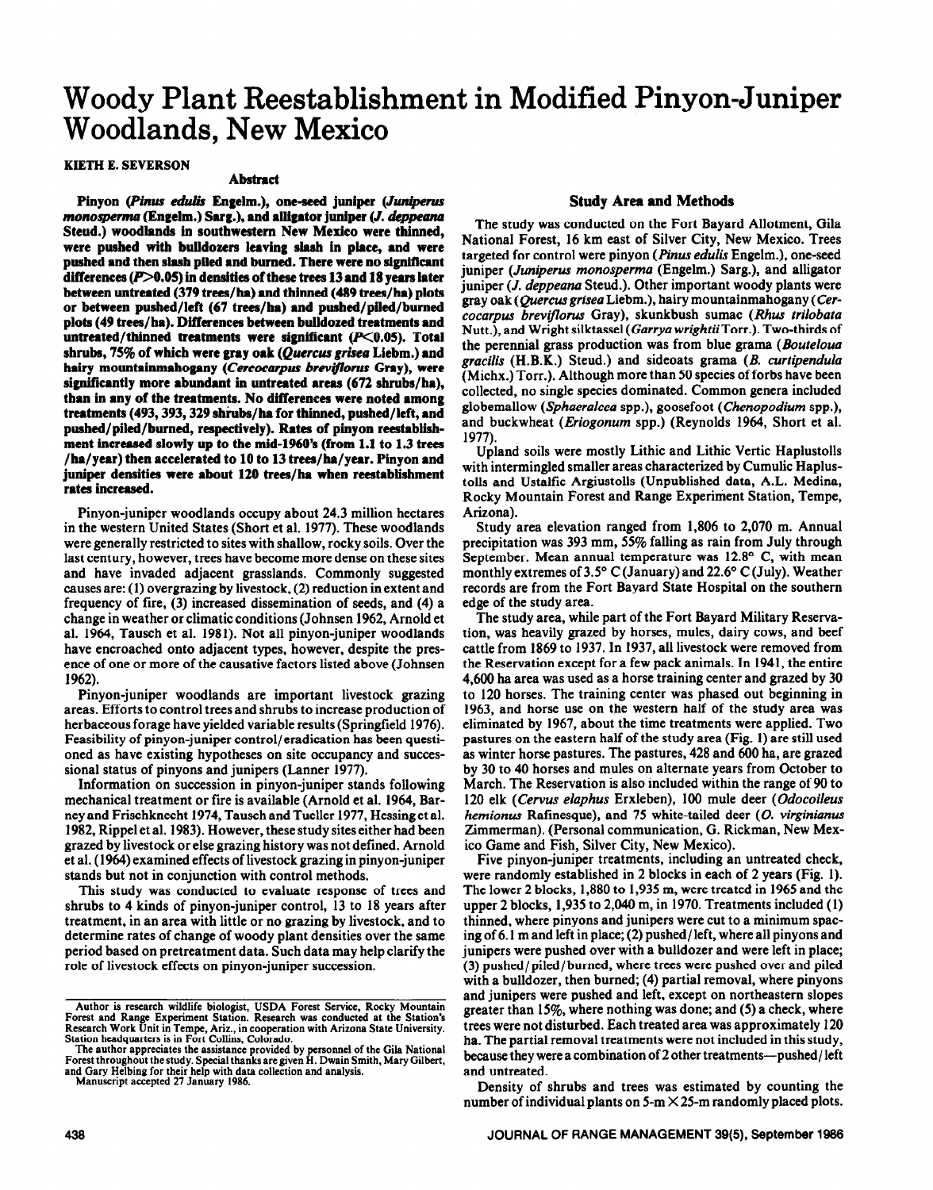# Woody Plant Reestablishment in Modified Pinyon-Juniper Woodlands, New Mexico

**KIETH E. SEVERSON**

## Abstract

**Pinyon (*Pinus edulis* Engelm.), one-seed juniper (*Juniperus monosperma* (Engelm.) Sarg.), and alligator juniper (*J. deppeana* Steud.) woodlands in southwestern New Mexico were thinned, were pushed with bulldozers leaving slash in place, and were pushed and then slash piled and burned. There were no significant differences ($P>0.05$) in densities of these trees 13 and 18 years later between untreated (379 trees/ha) and thinned (489 trees/ha) plots or between pushed/left (67 trees/ha) and pushed/piled/burned plots (49 trees/ha). Differences between bulldozed treatments and untreated/thinned treatments were significant ($P<0.05$). Total shrubs, 75% of which were gray oak (*Quercus grisea* Liebm.) and hairy mountainmahogany (*Cercocarpus breviflorus* Gray), were significantly more abundant in untreated areas (672 shrubs/ha), than in any of the treatments. No differences were noted among treatments (493, 393, 329 shrubs/ha for thinned, pushed/left, and pushed/piled/burned, respectively). Rates of pinyon reestablishment increased slowly up to the mid-1960's (from 1.1 to 1.3 trees/ha/year) then accelerated to 10 to 13 trees/ha/year. Pinyon and juniper densities were about 120 trees/ha when reestablishment rates increased.**

Pinyon-juniper woodlands occupy about 24.3 million hectares in the western United States (Short et al. 1977). These woodlands were generally restricted to sites with shallow, rocky soils. Over the last century, however, trees have become more dense on these sites and have invaded adjacent grasslands. Commonly suggested causes are: (1) overgrazing by livestock, (2) reduction in extent and frequency of fire, (3) increased dissemination of seeds, and (4) a change in weather or climatic conditions (Johnsen 1962, Arnold et al. 1964, Tausch et al. 1981). Not all pinyon-juniper woodlands have encroached onto adjacent types, however, despite the presence of one or more of the causative factors listed above (Johnsen 1962).

Pinyon-juniper woodlands are important livestock grazing areas. Efforts to control trees and shrubs to increase production of herbaceous forage have yielded variable results (Springfield 1976). Feasibility of pinyon-juniper control/eradication has been questioned as have existing hypotheses on site occupancy and successional status of pinyons and junipers (Lanner 1977).

Information on succession in pinyon-juniper stands following mechanical treatment or fire is available (Arnold et al. 1964, Barney and Frischknecht 1974, Tausch and Tueller 1977, Hessing et al. 1982, Rippel et al. 1983). However, these study sites either had been grazed by livestock or else grazing history was not defined. Arnold et al. (1964) examined effects of livestock grazing in pinyon-juniper stands but not in conjunction with control methods.

This study was conducted to evaluate response of trees and shrubs to 4 kinds of pinyon-juniper control, 13 to 18 years after treatment, in an area with little or no grazing by livestock, and to determine rates of change of woody plant densities over the same period based on pretreatment data. Such data may help clarify the role of livestock effects on pinyon-juniper succession.

Author is research wildlife biologist, USDA Forest Service, Rocky Mountain Forest and Range Experiment Station. Research was conducted at the Station's Research Work Unit in Tempe, Ariz., in cooperation with Arizona State University. Station headquarters is in Fort Collins, Colorado.

The author appreciates the assistance provided by personnel of the Gila National Forest throughout the study. Special thanks are given H. Dwain Smith, Mary Gilbert, and Gary Helbing for their help with data collection and analysis.

Manuscript accepted 27 January 1986.

## Study Area and Methods

The study was conducted on the Fort Bayard Allotment, Gila National Forest, 16 km east of Silver City, New Mexico. Trees targeted for control were pinyon (*Pinus edulis* Engelm.), one-seed juniper (*Juniperus monosperma* (Engelm.) Sarg.), and alligator juniper (*J. deppeana* Steud.). Other important woody plants were gray oak (*Quercus grisea* Liebm.), hairy mountainmahogany (*Cercocarpus breviflorus* Gray), skunkbush sumac (*Rhus trilobata* Nutt.), and Wright silktassel (*Garrya wrightii* Torr.). Two-thirds of the perennial grass production was from blue grama (*Bouteloua gracilis* (H.B.K.) Steud.) and sideoats grama (*B. curtipendula* (Michx.) Torr.). Although more than 50 species of forbs have been collected, no single species dominated. Common genera included globemallow (*Sphaeralcea* spp.), goosefoot (*Chenopodium* spp.), and buckwheat (*Eriogonum* spp.) (Reynolds 1964, Short et al. 1977).

Upland soils were mostly Lithic and Lithic Vertic Haplustolls with intermingled smaller areas characterized by Cumulic Haplustolls and Ustalfic Argiustolls (Unpublished data, A.L. Medina, Rocky Mountain Forest and Range Experiment Station, Tempe, Arizona).

Study area elevation ranged from 1,806 to 2,070 m. Annual precipitation was 393 mm, 55% falling as rain from July through September. Mean annual temperature was 12.8° C, with mean monthly extremes of 3.5° C (January) and 22.6° C (July). Weather records are from the Fort Bayard State Hospital on the southern edge of the study area.

The study area, while part of the Fort Bayard Military Reservation, was heavily grazed by horses, mules, dairy cows, and beef cattle from 1869 to 1937. In 1937, all livestock were removed from the Reservation except for a few pack animals. In 1941, the entire 4,600 ha area was used as a horse training center and grazed by 30 to 120 horses. The training center was phased out beginning in 1963, and horse use on the western half of the study area was eliminated by 1967, about the time treatments were applied. Two pastures on the eastern half of the study area (Fig. 1) are still used as winter horse pastures. The pastures, 428 and 600 ha, are grazed by 30 to 40 horses and mules on alternate years from October to March. The Reservation is also included within the range of 90 to 120 elk (*Cervus elaphus* Erxleben), 100 mule deer (*Odocoileus hemionus* Rafinesque), and 75 white-tailed deer (*O. virginianus* Zimmerman). (Personal communication, G. Rickman, New Mexico Game and Fish, Silver City, New Mexico).

Five pinyon-juniper treatments, including an untreated check, were randomly established in 2 blocks in each of 2 years (Fig. 1). The lower 2 blocks, 1,880 to 1,935 m, were treated in 1965 and the upper 2 blocks, 1,935 to 2,040 m, in 1970. Treatments included (1) thinned, where pinyons and junipers were cut to a minimum spacing of 6.1 m and left in place; (2) pushed/left, where all pinyons and junipers were pushed over with a bulldozer and were left in place; (3) pushed/piled/burned, where trees were pushed over and piled with a bulldozer, then burned; (4) partial removal, where pinyons and junipers were pushed and left, except on northeastern slopes greater than 15%, where nothing was done; and (5) a check, where trees were not disturbed. Each treated area was approximately 120 ha. The partial removal treatments were not included in this study, because they were a combination of 2 other treatments—pushed/left and untreated.

Density of shrubs and trees was estimated by counting the number of individual plants on 5-m × 25-m randomly placed plots.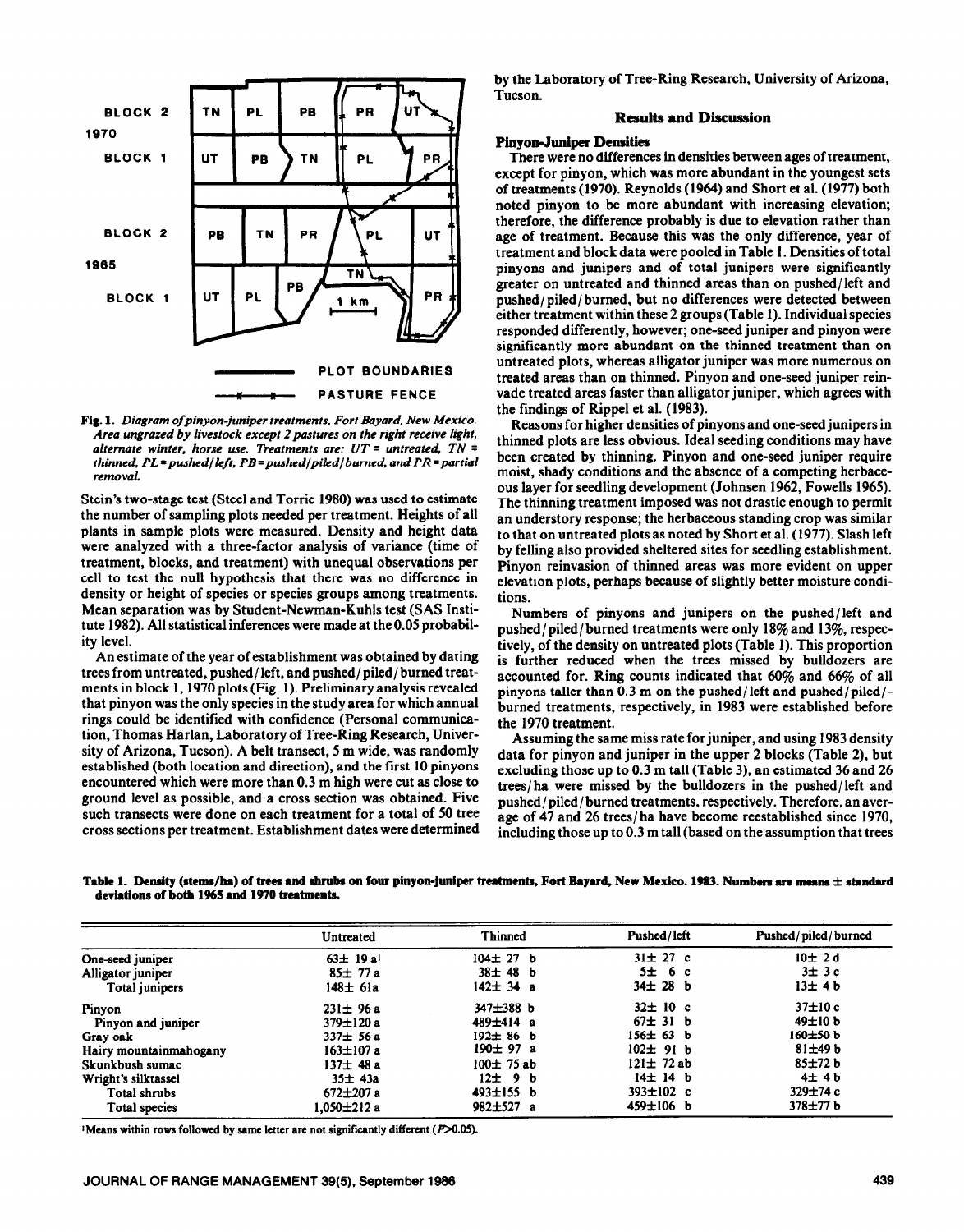BLOCK 2

1970

BLOCK 1

BLOCK 2

1965

BLOCK 1

PLOT BOUNDARIES

PASTURE FENCE

**Fig. 1.** *Diagram of pinyon-juniper treatments, Fort Bayard, New Mexico. Area ungrazed by livestock except 2 pastures on the right receive light, alternate winter, horse use. Treatments are: UT = untreated, TN = thinned, PL = pushed/left, PB = pushed/piled/burned, and PR = partial removal.*

Stein's two-stage test (Steel and Torrie 1980) was used to estimate the number of sampling plots needed per treatment. Heights of all plants in sample plots were measured. Density and height data were analyzed with a three-factor analysis of variance (time of treatment, blocks, and treatment) with unequal observations per cell to test the null hypothesis that there was no difference in density or height of species or species groups among treatments. Mean separation was by Student-Newman-Kuhls test (SAS Institute 1982). All statistical inferences were made at the 0.05 probability level.

An estimate of the year of establishment was obtained by dating trees from untreated, pushed/left, and pushed/piled/burned treatments in block 1, 1970 plots (Fig. 1). Preliminary analysis revealed that pinyon was the only species in the study area for which annual rings could be identified with confidence (Personal communication, Thomas Harlan, Laboratory of Tree-Ring Research, University of Arizona, Tucson). A belt transect, 5 m wide, was randomly established (both location and direction), and the first 10 pinyons encountered which were more than 0.3 m high were cut as close to ground level as possible, and a cross section was obtained. Five such transects were done on each treatment for a total of 50 tree cross sections per treatment. Establishment dates were determined by the Laboratory of Tree-Ring Research, University of Arizona, Tucson.

## Results and Discussion

### Pinyon-Juniper Densities

There were no differences in densities between ages of treatment, except for pinyon, which was more abundant in the youngest sets of treatments (1970). Reynolds (1964) and Short et al. (1977) both noted pinyon to be more abundant with increasing elevation; therefore, the difference probably is due to elevation rather than age of treatment. Because this was the only difference, year of treatment and block data were pooled in Table 1. Densities of total pinyons and junipers and of total junipers were significantly greater on untreated and thinned areas than on pushed/left and pushed/piled/burned, but no differences were detected between either treatment within these 2 groups (Table 1). Individual species responded differently, however; one-seed juniper and pinyon were significantly more abundant on the thinned treatment than on untreated plots, whereas alligator juniper was more numerous on treated areas than on thinned. Pinyon and one-seed juniper reinvade treated areas faster than alligator juniper, which agrees with the findings of Rippel et al. (1983).

Reasons for higher densities of pinyons and one-seed junipers in thinned plots are less obvious. Ideal seeding conditions may have been created by thinning. Pinyon and one-seed juniper require moist, shady conditions and the absence of a competing herbaceous layer for seedling development (Johnsen 1962, Fowells 1965). The thinning treatment imposed was not drastic enough to permit an understory response; the herbaceous standing crop was similar to that on untreated plots as noted by Short et al. (1977). Slash left by felling also provided sheltered sites for seedling establishment. Pinyon reinvasion of thinned areas was more evident on upper elevation plots, perhaps because of slightly better moisture conditions.

Numbers of pinyons and junipers on the pushed/left and pushed/piled/burned treatments were only 18% and 13%, respectively, of the density on untreated plots (Table 1). This proportion is further reduced when the trees missed by bulldozers are accounted for. Ring counts indicated that 60% and 66% of all pinyons taller than 0.3 m on the pushed/left and pushed/piled/burned treatments, respectively, in 1983 were established before the 1970 treatment.

Assuming the same miss rate for juniper, and using 1983 density data for pinyon and juniper in the upper 2 blocks (Table 2), but excluding those up to 0.3 m tall (Table 3), an estimated 36 and 26 trees/ha were missed by the bulldozers in the pushed/left and pushed/piled/burned treatments, respectively. Therefore, an average of 47 and 26 trees/ha have become reestablished since 1970, including those up to 0.3 m tall (based on the assumption that trees

**Table 1. Density (stems/ha) of trees and shrubs on four pinyon-juniper treatments, Fort Bayard, New Mexico. 1983. Numbers are means ± standard deviations of both 1965 and 1970 treatments.**

| | Untreated | Thinned | Pushed/left | Pushed/piled/burned |
|---|---|---|---|---|
| One-seed juniper | 63± 19 a[1] | 104± 27 b | 31± 27 c | 10± 2 d |
| Alligator juniper | 85± 77 a | 38± 48 b | 5± 6 c | 3± 3 c |
| Total junipers | 148± 61a | 142± 34 a | 34± 28 b | 13± 4 b |
| Pinyon | 231± 96 a | 347±388 b | 32± 10 c | 37±10 c |
| Pinyon and juniper | 379±120 a | 489±414 a | 67± 31 b | 49±10 b |
| Gray oak | 337± 56 a | 192± 86 b | 156± 63 b | 160±50 b |
| Hairy mountainmahogany | 163±107 a | 190± 97 a | 102± 91 b | 81±49 b |
| Skunkbush sumac | 137± 48 a | 100± 75 ab | 121± 72 ab | 85±72 b |
| Wright's silktassel | 35± 43a | 12± 9 b | 14± 14 b | 4± 4 b |
| Total shrubs | 672±207 a | 493±155 b | 393±102 c | 329±74 c |
| Total species | 1,050±212 a | 982±527 a | 459±106 b | 378±77 b |

[1]Means within rows followed by same letter are not significantly different ($P>0.05$).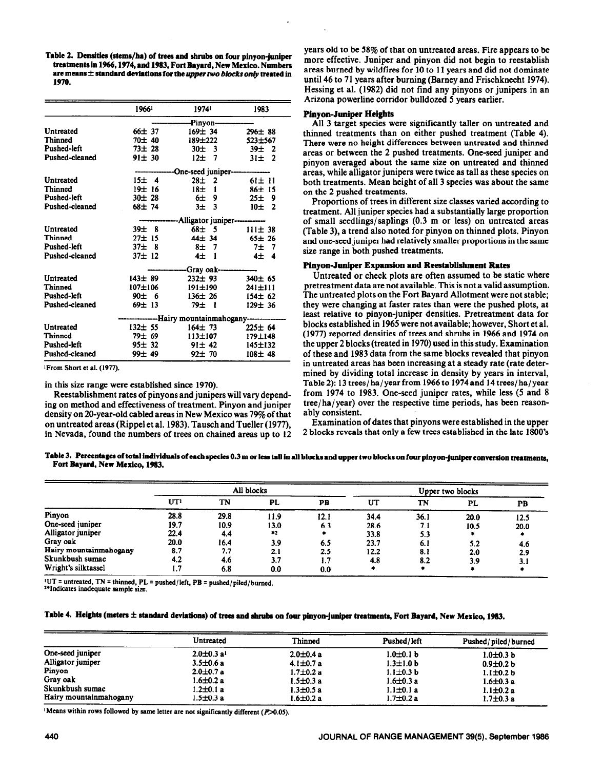**Table 2. Densities (stems/ha) of trees and shrubs on four pinyon-juniper treatments in 1966, 1974, and 1983, Fort Bayard, New Mexico. Numbers are means ± standard deviations for the *upper two blocks only* treated in 1970.**

| | 1966[1] | 1974[1] | 1983 |
|---|---|---|---|
| | | Pinyon | |
| Untreated | 66± 37 | 169± 34 | 296± 88 |
| Thinned | 70± 40 | 189±222 | 523±567 |
| Pushed-left | 73± 28 | 30± 3 | 39± 2 |
| Pushed-cleaned | 91± 30 | 12± 7 | 31± 2 |
| | | One-seed juniper | |
| Untreated | 15± 4 | 28± 2 | 61± 11 |
| Thinned | 19± 16 | 18± 1 | 86± 15 |
| Pushed-left | 30± 28 | 6± 9 | 25± 9 |
| Pushed-cleaned | 68± 74 | 3± 3 | 10± 2 |
| | | Alligator juniper | |
| Untreated | 39± 8 | 68± 5 | 111± 38 |
| Thinned | 27± 15 | 44± 34 | 65± 26 |
| Pushed-left | 37± 8 | 8± 7 | 7± 7 |
| Pushed-cleaned | 37± 12 | 4± 1 | 4± 4 |
| | | Gray oak | |
| Untreated | 143± 89 | 232± 93 | 340± 65 |
| Thinned | 107±106 | 191±190 | 241±111 |
| Pushed-left | 90± 6 | 136± 26 | 154± 62 |
| Pushed-cleaned | 69± 13 | 79± 1 | 129± 36 |
| | | Hairy mountainmahogany | |
| Untreated | 132± 55 | 164± 73 | 225± 64 |
| Thinned | 79± 69 | 113±107 | 179±148 |
| Pushed-left | 95± 32 | 91± 42 | 145±132 |
| Pushed-cleaned | 99± 49 | 92± 70 | 108± 48 |

[1]From Short et al. (1977).

in this size range were established since 1970).

Reestablishment rates of pinyons and junipers will vary depending on method and effectiveness of treatment. Pinyon and juniper density on 20-year-old cabled areas in New Mexico was 79% of that on untreated areas (Rippel et al. 1983). Tausch and Tueller (1977), in Nevada, found the numbers of trees on chained areas up to 12 years old to be 58% of that on untreated areas. Fire appears to be more effective. Juniper and pinyon did not begin to reestablish areas burned by wildfires for 10 to 11 years and did not dominate until 46 to 71 years after burning (Barney and Frischknecht 1974). Hessing et al. (1982) did not find any pinyons or junipers in an Arizona powerline corridor bulldozed 5 years earlier.

### Pinyon-Juniper Heights

All 3 target species were significantly taller on untreated and thinned treatments than on either pushed treatment (Table 4). There were no height differences between untreated and thinned areas or between the 2 pushed treatments. One-seed juniper and pinyon averaged about the same size on untreated and thinned areas, while alligator junipers were twice as tall as these species on both treatments. Mean height of all 3 species was about the same on the 2 pushed treatments.

Proportions of trees in different size classes varied according to treatment. All juniper species had a substantially large proportion of small seedlings/saplings (0.3 m or less) on untreated areas (Table 3), a trend also noted for pinyon on thinned plots. Pinyon and one-seed juniper had relatively smaller proportions in the same size range in both pushed treatments.

### Pinyon-Juniper Expansion and Reestablishment Rates

Untreated or check plots are often assumed to be static where pretreatment data are not available. This is not a valid assumption. The untreated plots on the Fort Bayard Allotment were not stable; they were changing at faster rates than were the pushed plots, at least relative to pinyon-juniper densities. Pretreatment data for blocks established in 1965 were not available; however, Short et al. (1977) reported densities of trees and shrubs in 1966 and 1974 on the upper 2 blocks (treated in 1970) used in this study. Examination of these and 1983 data from the same blocks revealed that pinyon in untreated areas has been increasing at a steady rate (rate determined by dividing total increase in density by years in interval, Table 2): 13 trees/ha/year from 1966 to 1974 and 14 trees/ha/year from 1974 to 1983. One-seed juniper rates, while less (5 and 8 tree/ha/year) over the respective time periods, has been reasonably consistent.

Examination of dates that pinyons were established in the upper 2 blocks reveals that only a few trees established in the late 1800's

**Table 3. Percentages of total individuals of each species 0.3 m or less tall in all blocks and upper two blocks on four pinyon-juniper conversion treatments, Fort Bayard, New Mexico, 1983.**

| | All blocks | | | | Upper two blocks | | | |
|---|---|---|---|---|---|---|---|---|
| | UT[1] | TN | PL | PB | UT | TN | PL | PB |
| Pinyon | 28.8 | 29.8 | 11.9 | 12.1 | 34.4 | 36.1 | 20.0 | 12.5 |
| One-seed juniper | 19.7 | 10.9 | 13.0 | 6.3 | 28.6 | 7.1 | 10.5 | 20.0 |
| Alligator juniper | 22.4 | 4.4 | *[2] | * | 33.8 | 5.3 | * | * |
| Gray oak | 20.0 | 16.4 | 3.9 | 6.5 | 23.7 | 6.1 | 5.2 | 4.6 |
| Hairy mountainmahogany | 8.7 | 7.7 | 2.1 | 2.5 | 12.2 | 8.1 | 2.0 | 2.9 |
| Skunkbush sumac | 4.2 | 4.6 | 3.7 | 1.7 | 4.8 | 8.2 | 3.9 | 3.1 |
| Wright's silktassel | 1.7 | 6.8 | 0.0 | 0.0 | * | * | * | * |

[1]UT = untreated, TN = thinned, PL = pushed/left, PB = pushed/piled/burned.
[2]*Indicates inadequate sample size.

**Table 4. Heights (meters ± standard deviations) of trees and shrubs on four pinyon-juniper treatments, Fort Bayard, New Mexico, 1983.**

| | Untreated | Thinned | Pushed/left | Pushed/piled/burned |
|---|---|---|---|---|
| One-seed juniper | 2.0±0.3 a[1] | 2.0±0.4 a | 1.0±0.1 b | 1.0±0.3 b |
| Alligator juniper | 3.5±0.6 a | 4.1±0.7 a | 1.3±1.0 b | 0.9±0.2 b |
| Pinyon | 2.0±0.7 a | 1.7±0.2 a | 1.1±0.3 b | 1.1±0.2 b |
| Gray oak | 1.6±0.2 a | 1.5±0.3 a | 1.6±0.3 a | 1.6±0.3 a |
| Skunkbush sumac | 1.2±0.1 a | 1.3±0.5 a | 1.1±0.1 a | 1.1±0.2 a |
| Hairy mountainmahogany | 1.5±0.3 a | 1.6±0.2 a | 1.7±0.2 a | 1.7±0.3 a |

[1]Means within rows followed by same letter are not significantly different ($P>0.05$).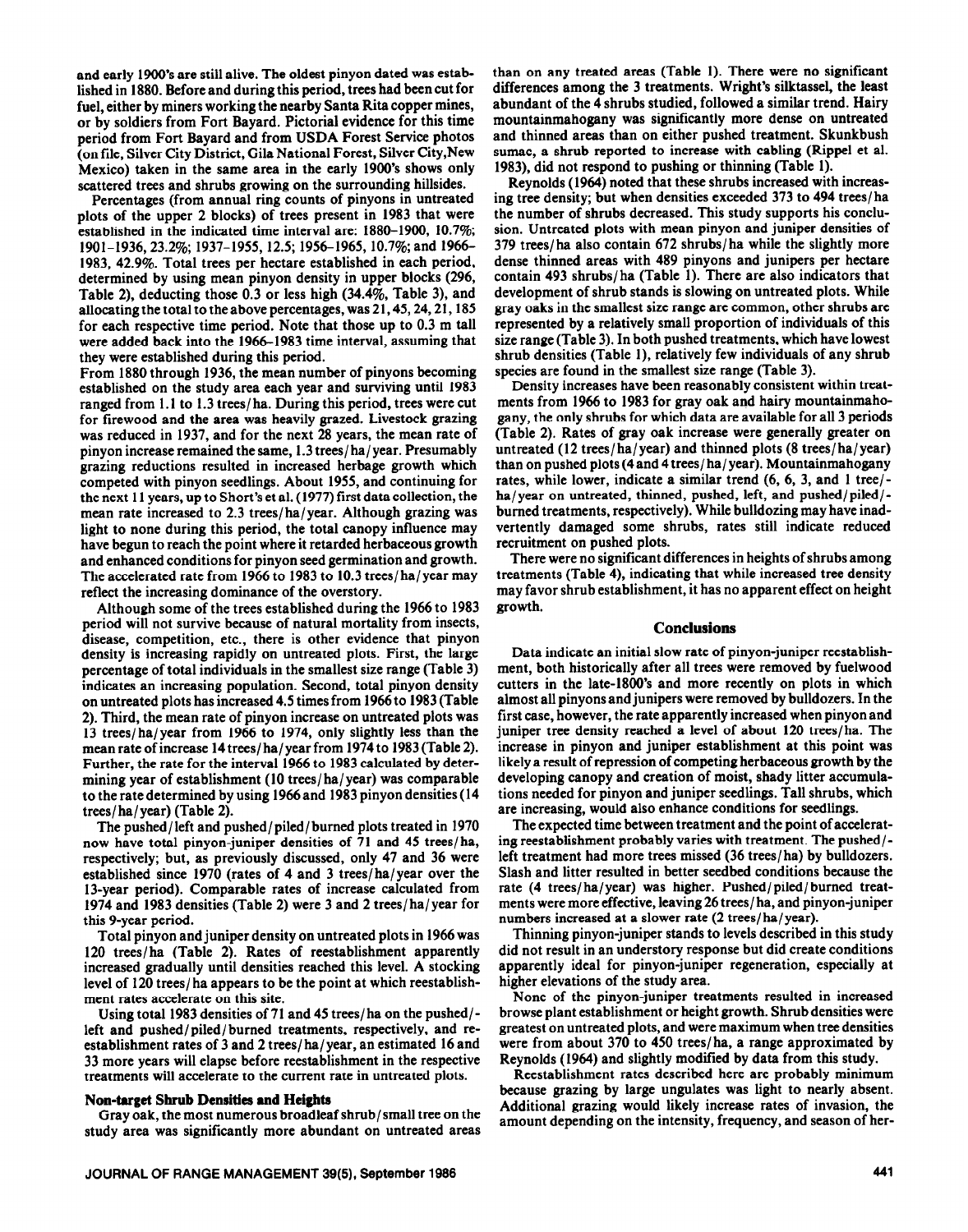and early 1900's are still alive. The oldest pinyon dated was established in 1880. Before and during this period, trees had been cut for fuel, either by miners working the nearby Santa Rita copper mines, or by soldiers from Fort Bayard. Pictorial evidence for this time period from Fort Bayard and from USDA Forest Service photos (on file, Silver City District, Gila National Forest, Silver City, New Mexico) taken in the same area in the early 1900's shows only scattered trees and shrubs growing on the surrounding hillsides.

Percentages (from annual ring counts of pinyons in untreated plots of the upper 2 blocks) of trees present in 1983 that were established in the indicated time interval are: 1880–1900, 10.7%; 1901–1936, 23.2%; 1937–1955, 12.5; 1956–1965, 10.7%; and 1966–1983, 42.9%. Total trees per hectare established in each period, determined by using mean pinyon density in upper blocks (296, Table 2), deducting those 0.3 or less high (34.4%, Table 3), and allocating the total to the above percentages, was 21, 45, 24, 21, 185 for each respective time period. Note that those up to 0.3 m tall were added back into the 1966–1983 time interval, assuming that they were established during this period.

From 1880 through 1936, the mean number of pinyons becoming established on the study area each year and surviving until 1983 ranged from 1.1 to 1.3 trees/ha. During this period, trees were cut for firewood and the area was heavily grazed. Livestock grazing was reduced in 1937, and for the next 28 years, the mean rate of pinyon increase remained the same, 1.3 trees/ha/year. Presumably grazing reductions resulted in increased herbage growth which competed with pinyon seedlings. About 1955, and continuing for the next 11 years, up to Short's et al. (1977) first data collection, the mean rate increased to 2.3 trees/ha/year. Although grazing was light to none during this period, the total canopy influence may have begun to reach the point where it retarded herbaceous growth and enhanced conditions for pinyon seed germination and growth. The accelerated rate from 1966 to 1983 to 10.3 trees/ha/year may reflect the increasing dominance of the overstory.

Although some of the trees established during the 1966 to 1983 period will not survive because of natural mortality from insects, disease, competition, etc., there is other evidence that pinyon density is increasing rapidly on untreated plots. First, the large percentage of total individuals in the smallest size range (Table 3) indicates an increasing population. Second, total pinyon density on untreated plots has increased 4.5 times from 1966 to 1983 (Table 2). Third, the mean rate of pinyon increase on untreated plots was 13 trees/ha/year from 1966 to 1974, only slightly less than the mean rate of increase 14 trees/ha/year from 1974 to 1983 (Table 2). Further, the rate for the interval 1966 to 1983 calculated by determining year of establishment (10 trees/ha/year) was comparable to the rate determined by using 1966 and 1983 pinyon densities (14 trees/ha/year) (Table 2).

The pushed/left and pushed/piled/burned plots treated in 1970 now have total pinyon-juniper densities of 71 and 45 trees/ha, respectively; but, as previously discussed, only 47 and 36 were established since 1970 (rates of 4 and 3 trees/ha/year over the 13-year period). Comparable rates of increase calculated from 1974 and 1983 densities (Table 2) were 3 and 2 trees/ha/year for this 9-year period.

Total pinyon and juniper density on untreated plots in 1966 was 120 trees/ha (Table 2). Rates of reestablishment apparently increased gradually until densities reached this level. A stocking level of 120 trees/ha appears to be the point at which reestablishment rates accelerate on this site.

Using total 1983 densities of 71 and 45 trees/ha on the pushed/left and pushed/piled/burned treatments, respectively, and reestablishment rates of 3 and 2 trees/ha/year, an estimated 16 and 33 more years will elapse before reestablishment in the respective treatments will accelerate to the current rate in untreated plots.

### Non-target Shrub Densities and Heights

Gray oak, the most numerous broadleaf shrub/small tree on the study area was significantly more abundant on untreated areas than on any treated areas (Table 1). There were no significant differences among the 3 treatments. Wright's silktassel, the least abundant of the 4 shrubs studied, followed a similar trend. Hairy mountainmahogany was significantly more dense on untreated and thinned areas than on either pushed treatment. Skunkbush sumac, a shrub reported to increase with cabling (Rippel et al. 1983), did not respond to pushing or thinning (Table 1).

Reynolds (1964) noted that these shrubs increased with increasing tree density; but when densities exceeded 373 to 494 trees/ha the number of shrubs decreased. This study supports his conclusion. Untreated plots with mean pinyon and juniper densities of 379 trees/ha also contain 672 shrubs/ha while the slightly more dense thinned areas with 489 pinyons and junipers per hectare contain 493 shrubs/ha (Table 1). There are also indicators that development of shrub stands is slowing on untreated plots. While gray oaks in the smallest size range are common, other shrubs are represented by a relatively small proportion of individuals of this size range (Table 3). In both pushed treatments, which have lowest shrub densities (Table 1), relatively few individuals of any shrub species are found in the smallest size range (Table 3).

Density increases have been reasonably consistent within treatments from 1966 to 1983 for gray oak and hairy mountainmahogany, the only shrubs for which data are available for all 3 periods (Table 2). Rates of gray oak increase were generally greater on untreated (12 trees/ha/year) and thinned plots (8 trees/ha/year) than on pushed plots (4 and 4 trees/ha/year). Mountainmahogany rates, while lower, indicate a similar trend (6, 6, 3, and 1 tree/ha/year on untreated, thinned, pushed, left, and pushed/piled/burned treatments, respectively). While bulldozing may have inadvertently damaged some shrubs, rates still indicate reduced recruitment on pushed plots.

There were no significant differences in heights of shrubs among treatments (Table 4), indicating that while increased tree density may favor shrub establishment, it has no apparent effect on height growth.

## Conclusions

Data indicate an initial slow rate of pinyon-juniper reestablishment, both historically after all trees were removed by fuelwood cutters in the late-1800's and more recently on plots in which almost all pinyons and junipers were removed by bulldozers. In the first case, however, the rate apparently increased when pinyon and juniper tree density reached a level of about 120 trees/ha. The increase in pinyon and juniper establishment at this point was likely a result of repression of competing herbaceous growth by the developing canopy and creation of moist, shady litter accumulations needed for pinyon and juniper seedlings. Tall shrubs, which are increasing, would also enhance conditions for seedlings.

The expected time between treatment and the point of accelerating reestablishment probably varies with treatment. The pushed/left treatment had more trees missed (36 trees/ha) by bulldozers. Slash and litter resulted in better seedbed conditions because the rate (4 trees/ha/year) was higher. Pushed/piled/burned treatments were more effective, leaving 26 trees/ha, and pinyon-juniper numbers increased at a slower rate (2 trees/ha/year).

Thinning pinyon-juniper stands to levels described in this study did not result in an understory response but did create conditions apparently ideal for pinyon-juniper regeneration, especially at higher elevations of the study area.

None of the pinyon-juniper treatments resulted in increased browse plant establishment or height growth. Shrub densities were greatest on untreated plots, and were maximum when tree densities were from about 370 to 450 trees/ha, a range approximated by Reynolds (1964) and slightly modified by data from this study.

Reestablishment rates described here are probably minimum because grazing by large ungulates was light to nearly absent. Additional grazing would likely increase rates of invasion, the amount depending on the intensity, frequency, and season of her-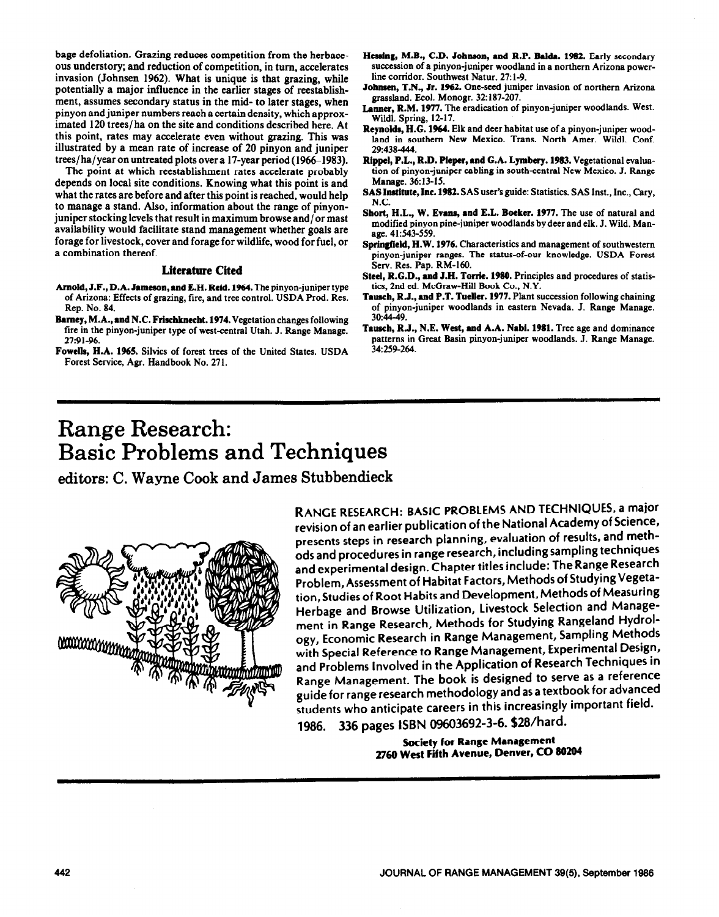bage defoliation. Grazing reduces competition from the herbaceous understory; and reduction of competition, in turn, accelerates invasion (Johnsen 1962). What is unique is that grazing, while potentially a major influence in the earlier stages of reestablishment, assumes secondary status in the mid- to later stages, when pinyon and juniper numbers reach a certain density, which approximated 120 trees/ha on the site and conditions described here. At this point, rates may accelerate even without grazing. This was illustrated by a mean rate of increase of 20 pinyon and juniper trees/ha/year on untreated plots over a 17-year period (1966–1983).

The point at which reestablishment rates accelerate probably depends on local site conditions. Knowing what this point is and what the rates are before and after this point is reached, would help to manage a stand. Also, information about the range of pinyon-juniper stocking levels that result in maximum browse and/or mast availability would facilitate stand management whether goals are forage for livestock, cover and forage for wildlife, wood for fuel, or a combination thereof.

### Literature Cited

**Arnold, J.F., D.A. Jameson, and E.H. Reid. 1964.** The pinyon-juniper type of Arizona: Effects of grazing, fire, and tree control. USDA Prod. Res. Rep. No. 84.

**Barney, M.A., and N.C. Frischknecht. 1974.** Vegetation changes following fire in the pinyon-juniper type of west-central Utah. J. Range Manage. 27:91-96.

**Fowells, H.A. 1965.** Silvics of forest trees of the United States. USDA Forest Service, Agr. Handbook No. 271.

**Hessing, M.B., C.D. Johnson, and R.P. Balda. 1982.** Early secondary succession of a pinyon-juniper woodland in a northern Arizona powerline corridor. Southwest Natur. 27:1-9.

**Johnsen, T.N., Jr. 1962.** One-seed juniper invasion of northern Arizona grassland. Ecol. Monogr. 32:187-207.

**Lanner, R.M. 1977.** The eradication of pinyon-juniper woodlands. West. Wildl. Spring, 12-17.

**Reynolds, H.G. 1964.** Elk and deer habitat use of a pinyon-juniper woodland in southern New Mexico. Trans. North Amer. Wildl. Conf. 29:438-444.

**Rippel, P.L., R.D. Pieper, and G.A. Lymbery. 1983.** Vegetational evaluation of pinyon-juniper cabling in south-central New Mexico. J. Range Manage. 36:13-15.

**SAS Institute, Inc. 1982.** SAS user's guide: Statistics. SAS Inst., Inc., Cary, N.C.

**Short, H.L., W. Evans, and E.L. Boeker. 1977.** The use of natural and modified pinyon pine-juniper woodlands by deer and elk. J. Wild. Manage. 41:543-559.

**Springfield, H.W. 1976.** Characteristics and management of southwestern pinyon-juniper ranges. The status-of-our knowledge. USDA Forest Serv. Res. Pap. RM-160.

**Steel, R.G.D., and J.H. Torrie. 1980.** Principles and procedures of statistics, 2nd ed. McGraw-Hill Book Co., N.Y.

**Tausch, R.J., and P.T. Tueller. 1977.** Plant succession following chaining of pinyon-juniper woodlands in eastern Nevada. J. Range Manage. 30:44-49.

**Tausch, R.J., N.E. West, and A.A. Nabi. 1981.** Tree age and dominance patterns in Great Basin pinyon-juniper woodlands. J. Range Manage. 34:259-264.

# Range Research: Basic Problems and Techniques

**editors: C. Wayne Cook and James Stubbendieck**

RANGE RESEARCH: BASIC PROBLEMS AND TECHNIQUES, a major revision of an earlier publication of the National Academy of Science, presents steps in research planning, evaluation of results, and methods and procedures in range research, including sampling techniques and experimental design. Chapter titles include: The Range Research Problem, Assessment of Habitat Factors, Methods of Studying Vegetation, Studies of Root Habits and Development, Methods of Measuring Herbage and Browse Utilization, Livestock Selection and Management in Range Research, Methods for Studying Rangeland Hydrology, Economic Research in Range Management, Sampling Methods with Special Reference to Range Management, Experimental Design, and Problems Involved in the Application of Research Techniques in Range Management. The book is designed to serve as a reference guide for range research methodology and as a textbook for advanced students who anticipate careers in this increasingly important field.

1986. 336 pages ISBN 09603692-3-6. $28/hard.

**Society for Range Management**
**2760 West Fifth Avenue, Denver, CO 80204**